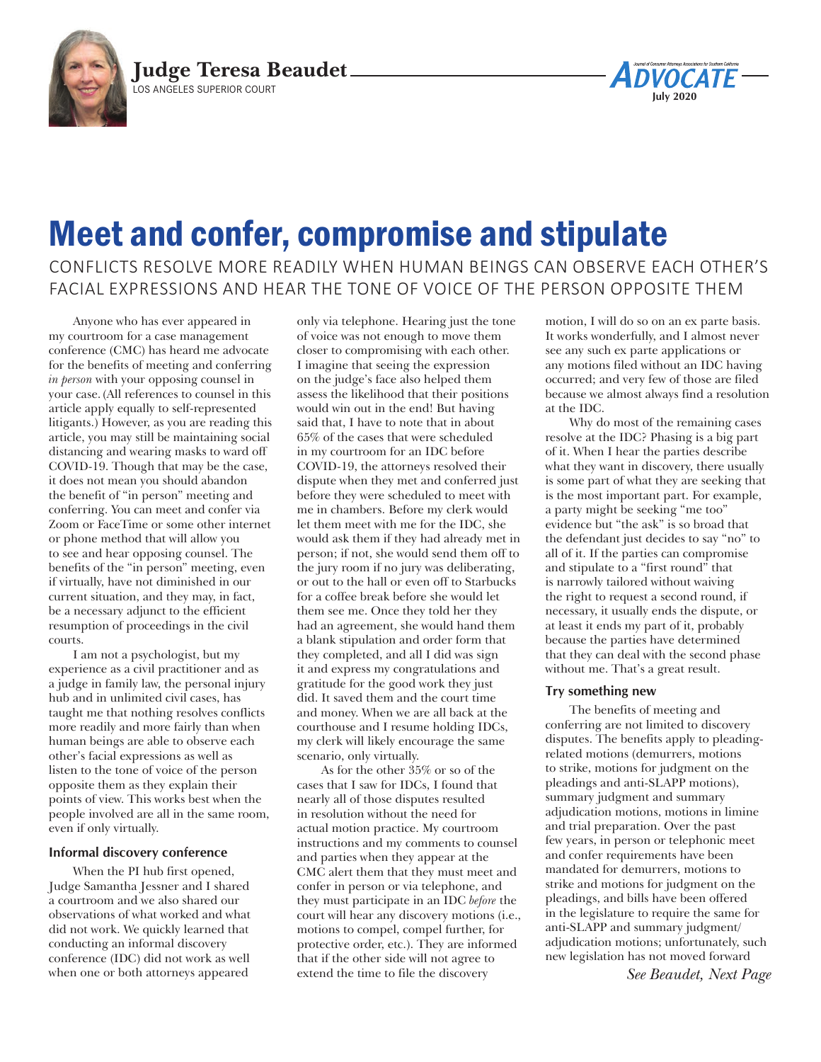**Judge Teresa Beaudet**
LOS ANGELES SUPERIOR COURT

# Meet and confer, compromise and stipulate

## CONFLICTS RESOLVE MORE READILY WHEN HUMAN BEINGS CAN OBSERVE EACH OTHER'S FACIAL EXPRESSIONS AND HEAR THE TONE OF VOICE OF THE PERSON OPPOSITE THEM

Anyone who has ever appeared in my courtroom for a case management conference (CMC) has heard me advocate for the benefits of meeting and conferring *in person* with your opposing counsel in your case. (All references to counsel in this article apply equally to self-represented litigants.) However, as you are reading this article, you may still be maintaining social distancing and wearing masks to ward off COVID-19. Though that may be the case, it does not mean you should abandon the benefit of "in person" meeting and conferring. You can meet and confer via Zoom or FaceTime or some other internet or phone method that will allow you to see and hear opposing counsel. The benefits of the "in person" meeting, even if virtually, have not diminished in our current situation, and they may, in fact, be a necessary adjunct to the efficient resumption of proceedings in the civil courts.

I am not a psychologist, but my experience as a civil practitioner and as a judge in family law, the personal injury hub and in unlimited civil cases, has taught me that nothing resolves conflicts more readily and more fairly than when human beings are able to observe each other's facial expressions as well as listen to the tone of voice of the person opposite them as they explain their points of view. This works best when the people involved are all in the same room, even if only virtually.

### Informal discovery conference

When the PI hub first opened, Judge Samantha Jessner and I shared a courtroom and we also shared our observations of what worked and what did not work. We quickly learned that conducting an informal discovery conference (IDC) did not work as well when one or both attorneys appeared only via telephone. Hearing just the tone of voice was not enough to move them closer to compromising with each other. I imagine that seeing the expression on the judge's face also helped them assess the likelihood that their positions would win out in the end! But having said that, I have to note that in about 65% of the cases that were scheduled in my courtroom for an IDC before COVID-19, the attorneys resolved their dispute when they met and conferred just before they were scheduled to meet with me in chambers. Before my clerk would let them meet with me for the IDC, she would ask them if they had already met in person; if not, she would send them off to the jury room if no jury was deliberating, or out to the hall or even off to Starbucks for a coffee break before she would let them see me. Once they told her they had an agreement, she would hand them a blank stipulation and order form that they completed, and all I did was sign it and express my congratulations and gratitude for the good work they just did. It saved them and the court time and money. When we are all back at the courthouse and I resume holding IDCs, my clerk will likely encourage the same scenario, only virtually.

As for the other 35% or so of the cases that I saw for IDCs, I found that nearly all of those disputes resulted in resolution without the need for actual motion practice. My courtroom instructions and my comments to counsel and parties when they appear at the CMC alert them that they must meet and confer in person or via telephone, and they must participate in an IDC *before* the court will hear any discovery motions (i.e., motions to compel, compel further, for protective order, etc.). They are informed that if the other side will not agree to extend the time to file the discovery motion, I will do so on an ex parte basis. It works wonderfully, and I almost never see any such ex parte applications or any motions filed without an IDC having occurred; and very few of those are filed because we almost always find a resolution at the IDC.

Why do most of the remaining cases resolve at the IDC? Phasing is a big part of it. When I hear the parties describe what they want in discovery, there usually is some part of what they are seeking that is the most important part. For example, a party might be seeking "me too" evidence but "the ask" is so broad that the defendant just decides to say "no" to all of it. If the parties can compromise and stipulate to a "first round" that is narrowly tailored without waiving the right to request a second round, if necessary, it usually ends the dispute, or at least it ends my part of it, probably because the parties have determined that they can deal with the second phase without me. That's a great result.

### Try something new

The benefits of meeting and conferring are not limited to discovery disputes. The benefits apply to pleading-related motions (demurrers, motions to strike, motions for judgment on the pleadings and anti-SLAPP motions), summary judgment and summary adjudication motions, motions in limine and trial preparation. Over the past few years, in person or telephonic meet and confer requirements have been mandated for demurrers, motions to strike and motions for judgment on the pleadings, and bills have been offered in the legislature to require the same for anti-SLAPP and summary judgment/adjudication motions; unfortunately, such new legislation has not moved forward

*See Beaudet, Next Page*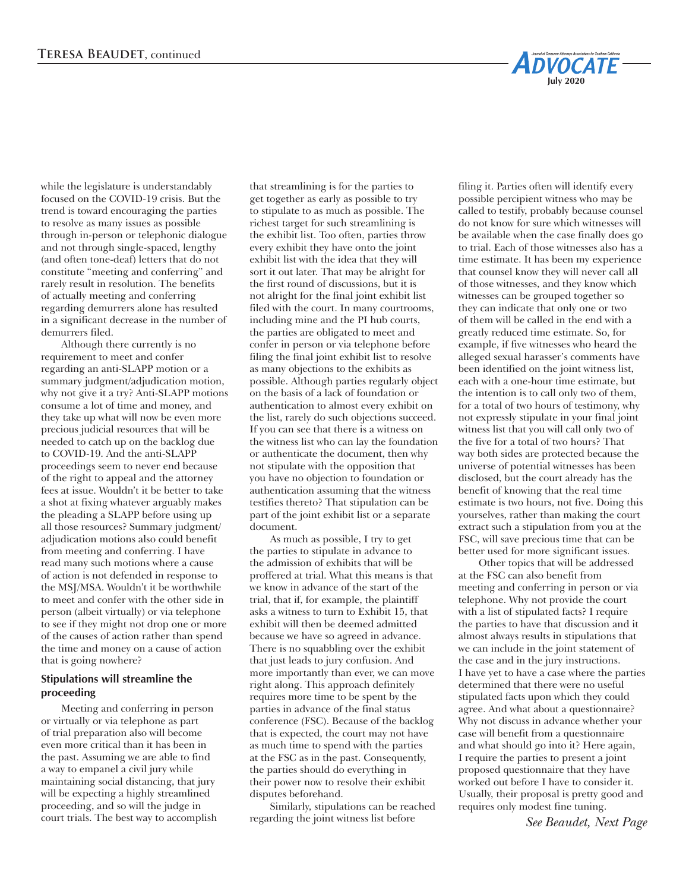while the legislature is understandably focused on the COVID-19 crisis. But the trend is toward encouraging the parties to resolve as many issues as possible through in-person or telephonic dialogue and not through single-spaced, lengthy (and often tone-deaf) letters that do not constitute "meeting and conferring" and rarely result in resolution. The benefits of actually meeting and conferring regarding demurrers alone has resulted in a significant decrease in the number of demurrers filed.

Although there currently is no requirement to meet and confer regarding an anti-SLAPP motion or a summary judgment/adjudication motion, why not give it a try? Anti-SLAPP motions consume a lot of time and money, and they take up what will now be even more precious judicial resources that will be needed to catch up on the backlog due to COVID-19. And the anti-SLAPP proceedings seem to never end because of the right to appeal and the attorney fees at issue. Wouldn't it be better to take a shot at fixing whatever arguably makes the pleading a SLAPP before using up all those resources? Summary judgment/adjudication motions also could benefit from meeting and conferring. I have read many such motions where a cause of action is not defended in response to the MSJ/MSA. Wouldn't it be worthwhile to meet and confer with the other side in person (albeit virtually) or via telephone to see if they might not drop one or more of the causes of action rather than spend the time and money on a cause of action that is going nowhere?

### Stipulations will streamline the proceeding

Meeting and conferring in person or virtually or via telephone as part of trial preparation also will become even more critical than it has been in the past. Assuming we are able to find a way to empanel a civil jury while maintaining social distancing, that jury will be expecting a highly streamlined proceeding, and so will the judge in court trials. The best way to accomplish that streamlining is for the parties to get together as early as possible to try to stipulate to as much as possible. The richest target for such streamlining is the exhibit list. Too often, parties throw every exhibit they have onto the joint exhibit list with the idea that they will sort it out later. That may be alright for the first round of discussions, but it is not alright for the final joint exhibit list filed with the court. In many courtrooms, including mine and the PI hub courts, the parties are obligated to meet and confer in person or via telephone before filing the final joint exhibit list to resolve as many objections to the exhibits as possible. Although parties regularly object on the basis of a lack of foundation or authentication to almost every exhibit on the list, rarely do such objections succeed. If you can see that there is a witness on the witness list who can lay the foundation or authenticate the document, then why not stipulate with the opposition that you have no objection to foundation or authentication assuming that the witness testifies thereto? That stipulation can be part of the joint exhibit list or a separate document.

As much as possible, I try to get the parties to stipulate in advance to the admission of exhibits that will be proffered at trial. What this means is that we know in advance of the start of the trial, that if, for example, the plaintiff asks a witness to turn to Exhibit 15, that exhibit will then be deemed admitted because we have so agreed in advance. There is no squabbling over the exhibit that just leads to jury confusion. And more importantly than ever, we can move right along. This approach definitely requires more time to be spent by the parties in advance of the final status conference (FSC). Because of the backlog that is expected, the court may not have as much time to spend with the parties at the FSC as in the past. Consequently, the parties should do everything in their power now to resolve their exhibit disputes beforehand.

Similarly, stipulations can be reached regarding the joint witness list before filing it. Parties often will identify every possible percipient witness who may be called to testify, probably because counsel do not know for sure which witnesses will be available when the case finally does go to trial. Each of those witnesses also has a time estimate. It has been my experience that counsel know they will never call all of those witnesses, and they know which witnesses can be grouped together so they can indicate that only one or two of them will be called in the end with a greatly reduced time estimate. So, for example, if five witnesses who heard the alleged sexual harasser's comments have been identified on the joint witness list, each with a one-hour time estimate, but the intention is to call only two of them, for a total of two hours of testimony, why not expressly stipulate in your final joint witness list that you will call only two of the five for a total of two hours? That way both sides are protected because the universe of potential witnesses has been disclosed, but the court already has the benefit of knowing that the real time estimate is two hours, not five. Doing this yourselves, rather than making the court extract such a stipulation from you at the FSC, will save precious time that can be better used for more significant issues.

Other topics that will be addressed at the FSC can also benefit from meeting and conferring in person or via telephone. Why not provide the court with a list of stipulated facts? I require the parties to have that discussion and it almost always results in stipulations that we can include in the joint statement of the case and in the jury instructions. I have yet to have a case where the parties determined that there were no useful stipulated facts upon which they could agree. And what about a questionnaire? Why not discuss in advance whether your case will benefit from a questionnaire and what should go into it? Here again, I require the parties to present a joint proposed questionnaire that they have worked out before I have to consider it. Usually, their proposal is pretty good and requires only modest fine tuning.

*See Beaudet, Next Page*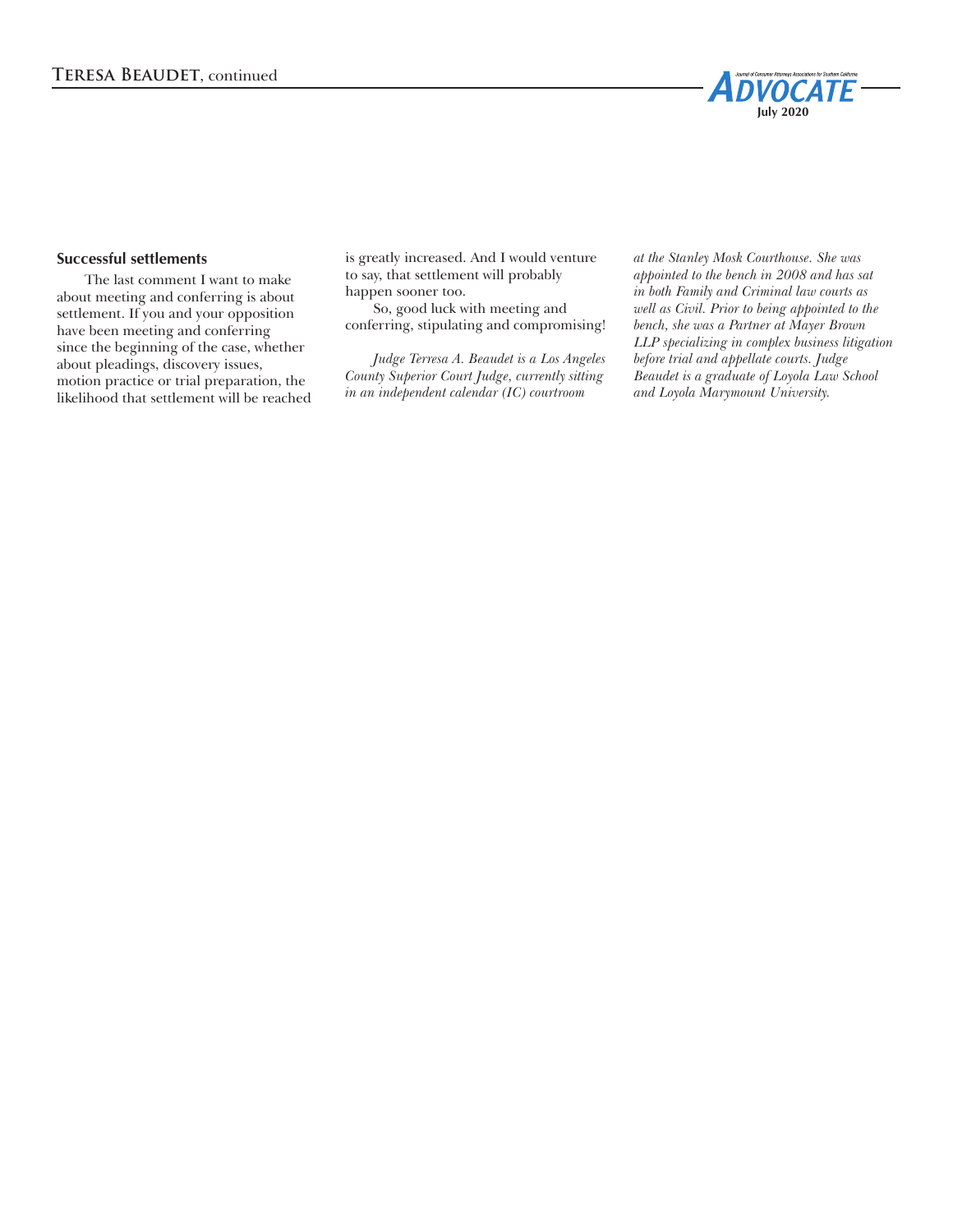### Successful settlements

The last comment I want to make about meeting and conferring is about settlement. If you and your opposition have been meeting and conferring since the beginning of the case, whether about pleadings, discovery issues, motion practice or trial preparation, the likelihood that settlement will be reached is greatly increased. And I would venture to say, that settlement will probably happen sooner too.

So, good luck with meeting and conferring, stipulating and compromising!

*Judge Terresa A. Beaudet is a Los Angeles County Superior Court Judge, currently sitting in an independent calendar (IC) courtroom at the Stanley Mosk Courthouse. She was appointed to the bench in 2008 and has sat in both Family and Criminal law courts as well as Civil. Prior to being appointed to the bench, she was a Partner at Mayer Brown LLP specializing in complex business litigation before trial and appellate courts. Judge Beaudet is a graduate of Loyola Law School and Loyola Marymount University.*